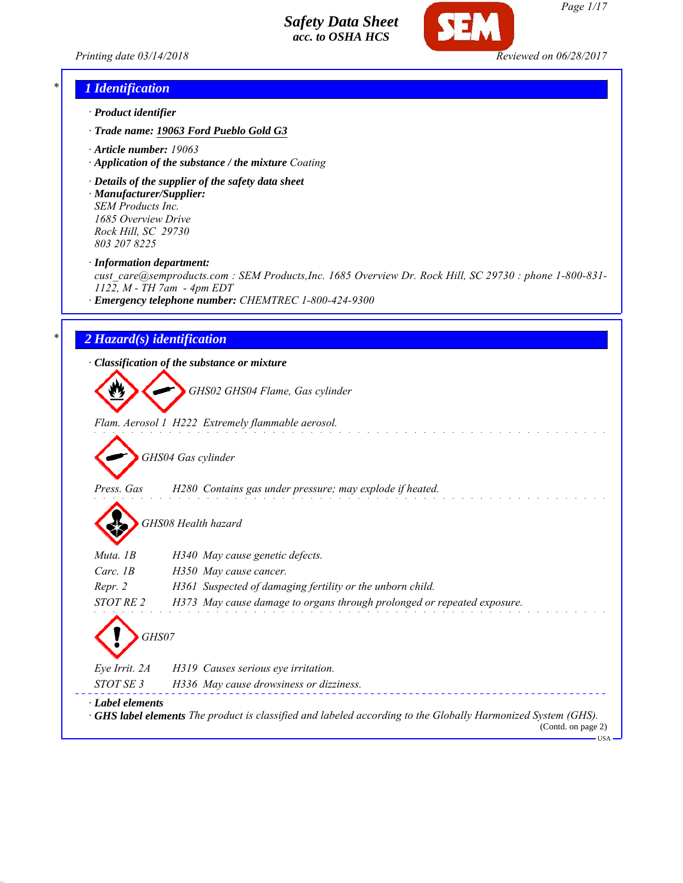# Safety Data Sheet
**acc. to OSHA HCS**

Printing date 03/14/2018 | Reviewed on 06/28/2017

## 1 Identification

· **Product identifier**

· **Trade name:** **19063 Ford Pueblo Gold G3**

· **Article number:** 19063

· **Application of the substance / the mixture** Coating

· **Details of the supplier of the safety data sheet**

· **Manufacturer/Supplier:**
SEM Products Inc.
1685 Overview Drive
Rock Hill, SC 29730
803 207 8225

· **Information department:**
cust_care@semproducts.com : SEM Products,Inc. 1685 Overview Dr. Rock Hill, SC 29730 : phone 1-800-831-1122, M - TH 7am - 4pm EDT

· **Emergency telephone number:** CHEMTREC 1-800-424-9300

## 2 Hazard(s) identification

· **Classification of the substance or mixture**

GHS02 GHS04 Flame, Gas cylinder

Flam. Aerosol 1 H222 Extremely flammable aerosol.

GHS04 Gas cylinder

Press. Gas H280 Contains gas under pressure; may explode if heated.

GHS08 Health hazard

Muta. 1B H340 May cause genetic defects.
Carc. 1B H350 May cause cancer.
Repr. 2 H361 Suspected of damaging fertility or the unborn child.
STOT RE 2 H373 May cause damage to organs through prolonged or repeated exposure.

GHS07

Eye Irrit. 2A H319 Causes serious eye irritation.
STOT SE 3 H336 May cause drowsiness or dizziness.

· **Label elements**

· **GHS label elements** The product is classified and labeled according to the Globally Harmonized System (GHS).

(Contd. on page 2)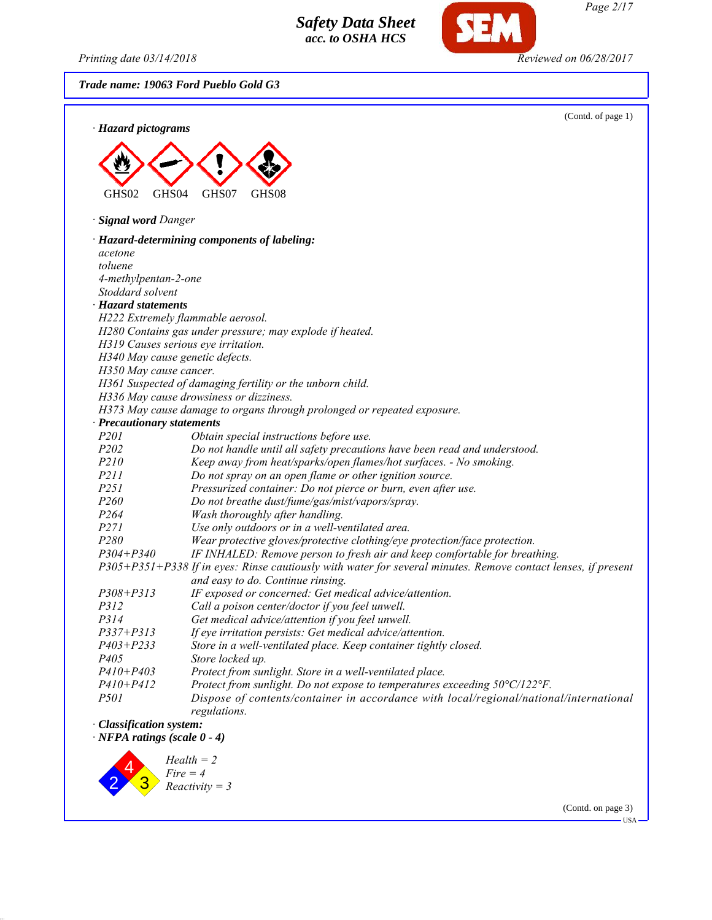**Safety Data Sheet**
**acc. to OSHA HCS**

Printing date 03/14/2018 Reviewed on 06/28/2017

**Trade name: 19063 Ford Pueblo Gold G3**

(Contd. of page 1)

· **Hazard pictograms**

GHS02 GHS04 GHS07 GHS08

· **Signal word** *Danger*

· **Hazard-determining components of labeling:**
*acetone*
*toluene*
*4-methylpentan-2-one*
*Stoddard solvent*

· **Hazard statements**
*H222 Extremely flammable aerosol.*
*H280 Contains gas under pressure; may explode if heated.*
*H319 Causes serious eye irritation.*
*H340 May cause genetic defects.*
*H350 May cause cancer.*
*H361 Suspected of damaging fertility or the unborn child.*
*H336 May cause drowsiness or dizziness.*
*H373 May cause damage to organs through prolonged or repeated exposure.*

· **Precautionary statements**

| | |
|---|---|
| *P201* | *Obtain special instructions before use.* |
| *P202* | *Do not handle until all safety precautions have been read and understood.* |
| *P210* | *Keep away from heat/sparks/open flames/hot surfaces. - No smoking.* |
| *P211* | *Do not spray on an open flame or other ignition source.* |
| *P251* | *Pressurized container: Do not pierce or burn, even after use.* |
| *P260* | *Do not breathe dust/fume/gas/mist/vapors/spray.* |
| *P264* | *Wash thoroughly after handling.* |
| *P271* | *Use only outdoors or in a well-ventilated area.* |
| *P280* | *Wear protective gloves/protective clothing/eye protection/face protection.* |
| *P304+P340* | *IF INHALED: Remove person to fresh air and keep comfortable for breathing.* |
| *P305+P351+P338* | *If in eyes: Rinse cautiously with water for several minutes. Remove contact lenses, if present and easy to do. Continue rinsing.* |
| *P308+P313* | *IF exposed or concerned: Get medical advice/attention.* |
| *P312* | *Call a poison center/doctor if you feel unwell.* |
| *P314* | *Get medical advice/attention if you feel unwell.* |
| *P337+P313* | *If eye irritation persists: Get medical advice/attention.* |
| *P403+P233* | *Store in a well-ventilated place. Keep container tightly closed.* |
| *P405* | *Store locked up.* |
| *P410+P403* | *Protect from sunlight. Store in a well-ventilated place.* |
| *P410+P412* | *Protect from sunlight. Do not expose to temperatures exceeding 50°C/122°F.* |
| *P501* | *Dispose of contents/container in accordance with local/regional/national/international regulations.* |

· **Classification system:**
· **NFPA ratings (scale 0 - 4)**

*Health = 2*
*Fire = 4*
*Reactivity = 3*

(Contd. on page 3)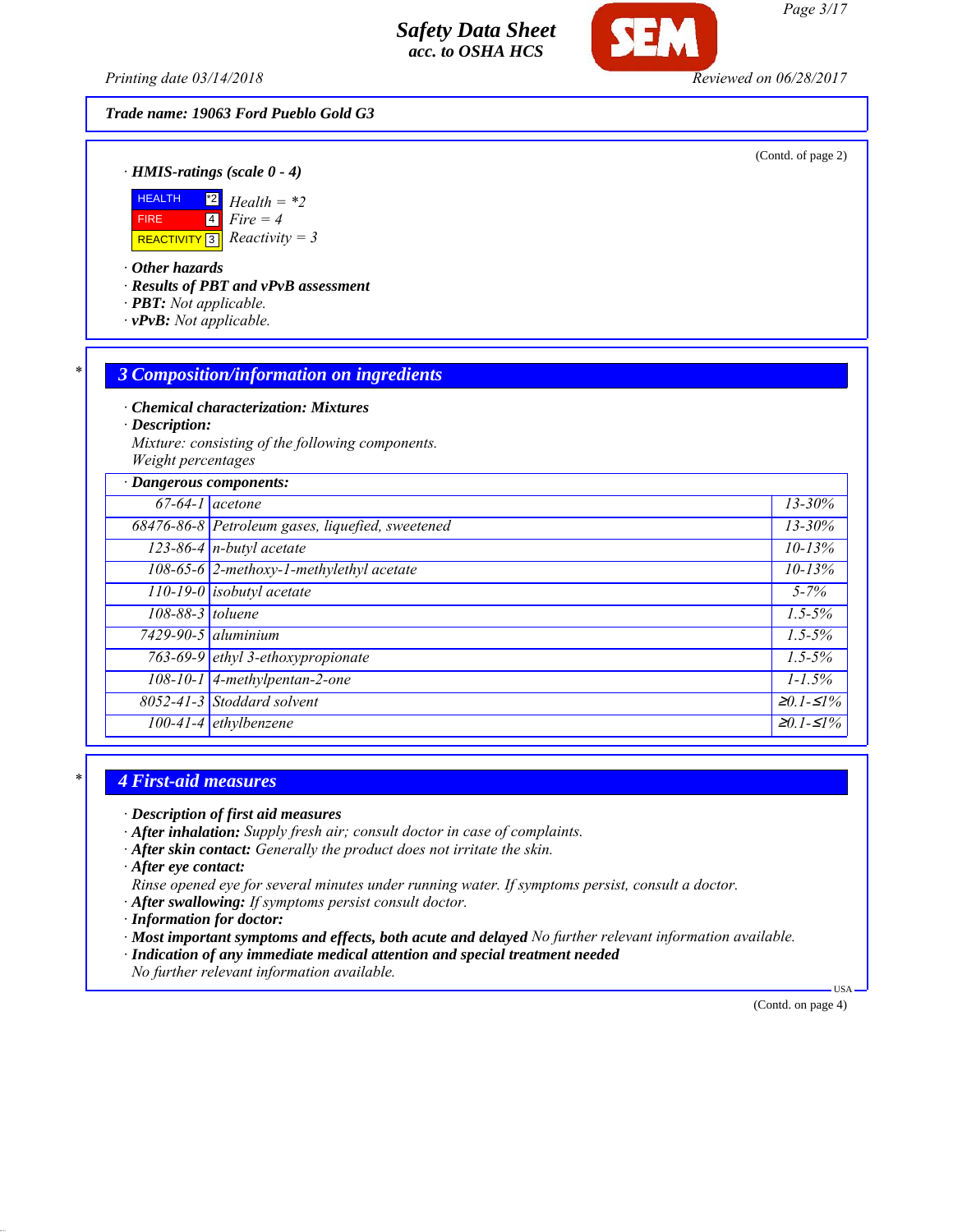Trade name: 19063 Ford Pueblo Gold G3

(Contd. of page 2)

· **HMIS-ratings (scale 0 - 4)**

| | | |
|---|---|---|
| HEALTH | *2 | Health = *2 |
| FIRE | 4 | Fire = 4 |
| REACTIVITY | 3 | Reactivity = 3 |

· **Other hazards**
· **Results of PBT and vPvB assessment**
· **PBT:** Not applicable.
· **vPvB:** Not applicable.

## 3 Composition/information on ingredients

· **Chemical characterization: Mixtures**
· **Description:**
Mixture: consisting of the following components.
Weight percentages

| · Dangerous components: | | |
|---|---|---|
| 67-64-1 | acetone | 13-30% |
| 68476-86-8 | Petroleum gases, liquefied, sweetened | 13-30% |
| 123-86-4 | n-butyl acetate | 10-13% |
| 108-65-6 | 2-methoxy-1-methylethyl acetate | 10-13% |
| 110-19-0 | isobutyl acetate | 5-7% |
| 108-88-3 | toluene | 1.5-5% |
| 7429-90-5 | aluminium | 1.5-5% |
| 763-69-9 | ethyl 3-ethoxypropionate | 1.5-5% |
| 108-10-1 | 4-methylpentan-2-one | 1-1.5% |
| 8052-41-3 | Stoddard solvent | ≥0.1-≤1% |
| 100-41-4 | ethylbenzene | ≥0.1-≤1% |

## 4 First-aid measures

· **Description of first aid measures**
· **After inhalation:** Supply fresh air; consult doctor in case of complaints.
· **After skin contact:** Generally the product does not irritate the skin.
· **After eye contact:**
Rinse opened eye for several minutes under running water. If symptoms persist, consult a doctor.
· **After swallowing:** If symptoms persist consult doctor.
· **Information for doctor:**
· **Most important symptoms and effects, both acute and delayed** No further relevant information available.
· **Indication of any immediate medical attention and special treatment needed**
No further relevant information available.

(Contd. on page 4)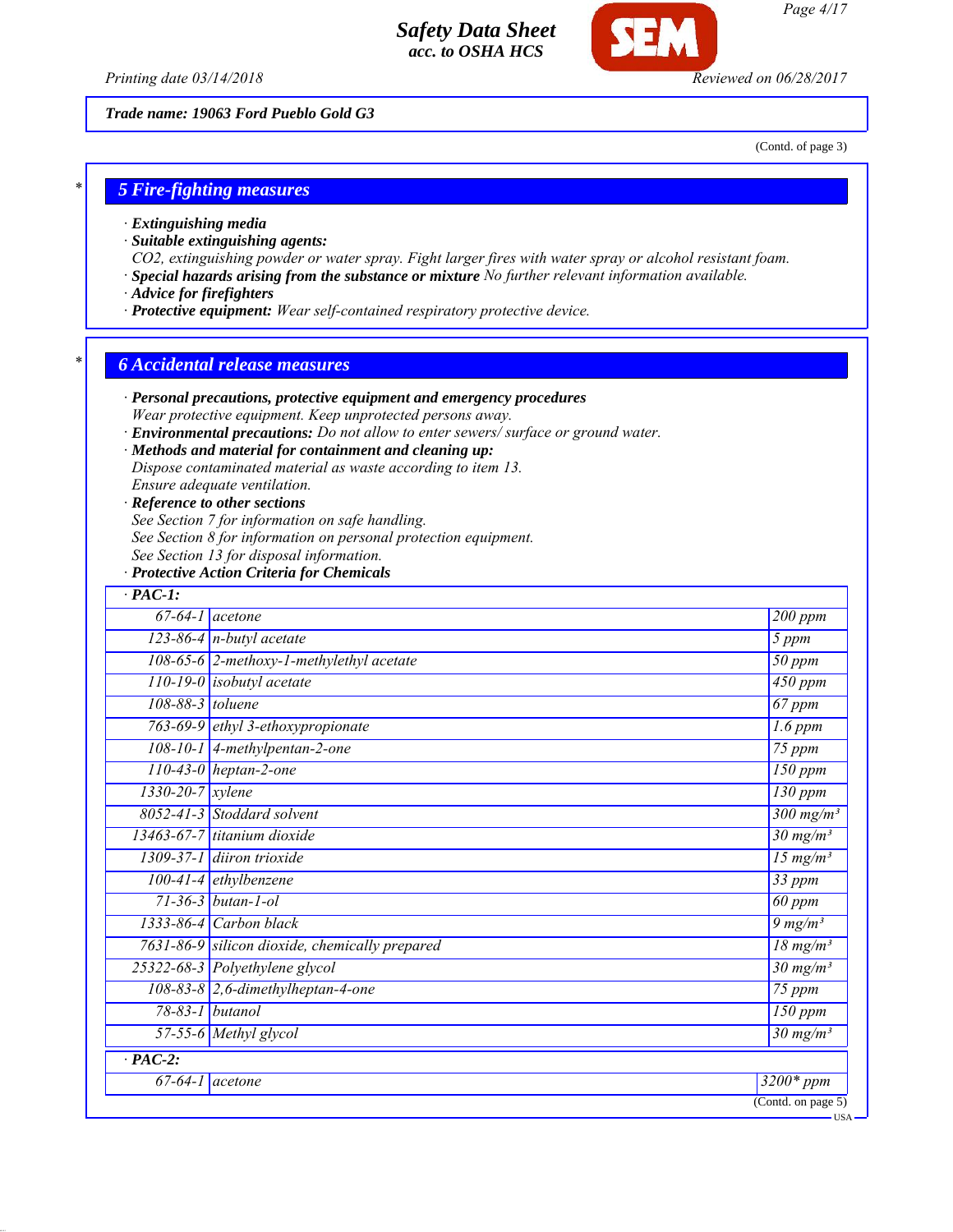Trade name: 19063 Ford Pueblo Gold G3

(Contd. of page 3)

## 5 Fire-fighting measures

· **Extinguishing media**
· **Suitable extinguishing agents:**
*CO2, extinguishing powder or water spray. Fight larger fires with water spray or alcohol resistant foam.*
· **Special hazards arising from the substance or mixture** *No further relevant information available.*
· **Advice for firefighters**
· **Protective equipment:** *Wear self-contained respiratory protective device.*

## 6 Accidental release measures

· **Personal precautions, protective equipment and emergency procedures**
*Wear protective equipment. Keep unprotected persons away.*
· **Environmental precautions:** *Do not allow to enter sewers/ surface or ground water.*
· **Methods and material for containment and cleaning up:**
*Dispose contaminated material as waste according to item 13.*
*Ensure adequate ventilation.*
· **Reference to other sections**
*See Section 7 for information on safe handling.*
*See Section 8 for information on personal protection equipment.*
*See Section 13 for disposal information.*
· **Protective Action Criteria for Chemicals**

| · PAC-1: | | |
|---|---|---|
| 67-64-1 | acetone | 200 ppm |
| 123-86-4 | n-butyl acetate | 5 ppm |
| 108-65-6 | 2-methoxy-1-methylethyl acetate | 50 ppm |
| 110-19-0 | isobutyl acetate | 450 ppm |
| 108-88-3 | toluene | 67 ppm |
| 763-69-9 | ethyl 3-ethoxypropionate | 1.6 ppm |
| 108-10-1 | 4-methylpentan-2-one | 75 ppm |
| 110-43-0 | heptan-2-one | 150 ppm |
| 1330-20-7 | xylene | 130 ppm |
| 8052-41-3 | Stoddard solvent | 300 mg/m³ |
| 13463-67-7 | titanium dioxide | 30 mg/m³ |
| 1309-37-1 | diiron trioxide | 15 mg/m³ |
| 100-41-4 | ethylbenzene | 33 ppm |
| 71-36-3 | butan-1-ol | 60 ppm |
| 1333-86-4 | Carbon black | 9 mg/m³ |
| 7631-86-9 | silicon dioxide, chemically prepared | 18 mg/m³ |
| 25322-68-3 | Polyethylene glycol | 30 mg/m³ |
| 108-83-8 | 2,6-dimethylheptan-4-one | 75 ppm |
| 78-83-1 | butanol | 150 ppm |
| 57-55-6 | Methyl glycol | 30 mg/m³ |
| **· PAC-2:** | | |
| 67-64-1 | acetone | 3200* ppm |

(Contd. on page 5)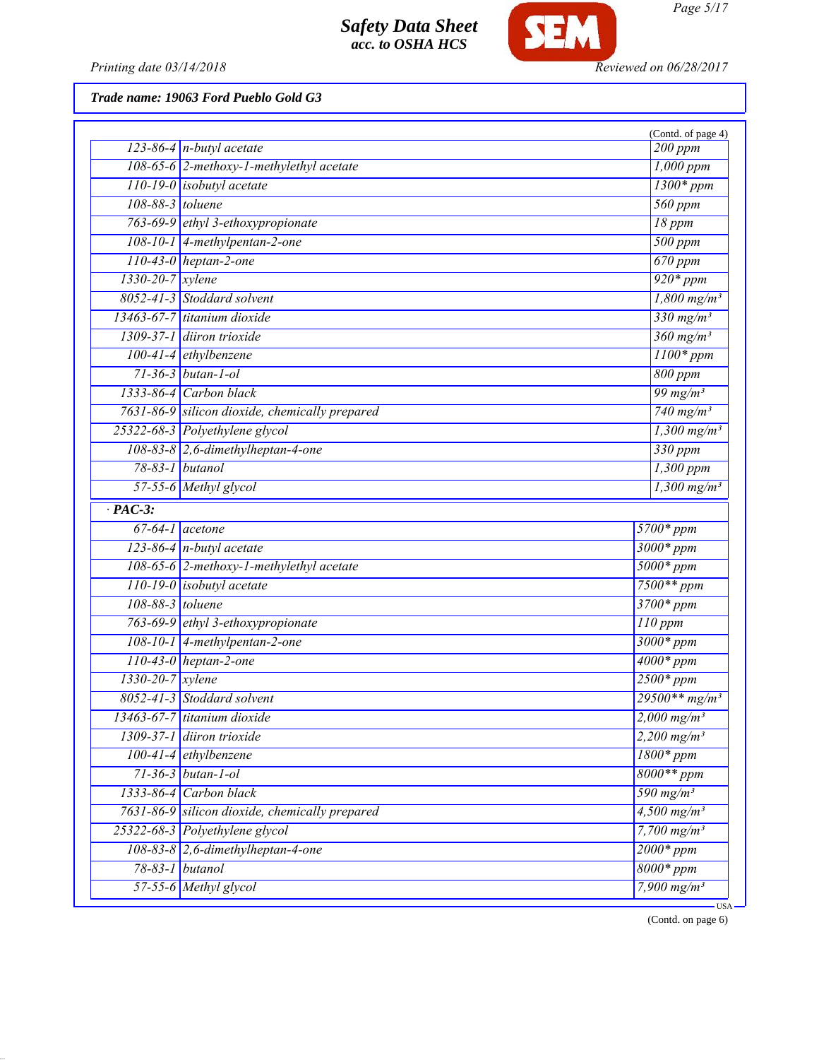**Trade name: 19063 Ford Pueblo Gold G3**

(Contd. of page 4)

| | | |
|---|---|---|
| 123-86-4 | n-butyl acetate | 200 ppm |
| 108-65-6 | 2-methoxy-1-methylethyl acetate | 1,000 ppm |
| 110-19-0 | isobutyl acetate | 1300* ppm |
| 108-88-3 | toluene | 560 ppm |
| 763-69-9 | ethyl 3-ethoxypropionate | 18 ppm |
| 108-10-1 | 4-methylpentan-2-one | 500 ppm |
| 110-43-0 | heptan-2-one | 670 ppm |
| 1330-20-7 | xylene | 920* ppm |
| 8052-41-3 | Stoddard solvent | 1,800 mg/m³ |
| 13463-67-7 | titanium dioxide | 330 mg/m³ |
| 1309-37-1 | diiron trioxide | 360 mg/m³ |
| 100-41-4 | ethylbenzene | 1100* ppm |
| 71-36-3 | butan-1-ol | 800 ppm |
| 1333-86-4 | Carbon black | 99 mg/m³ |
| 7631-86-9 | silicon dioxide, chemically prepared | 740 mg/m³ |
| 25322-68-3 | Polyethylene glycol | 1,300 mg/m³ |
| 108-83-8 | 2,6-dimethylheptan-4-one | 330 ppm |
| 78-83-1 | butanol | 1,300 ppm |
| 57-55-6 | Methyl glycol | 1,300 mg/m³ |

· **PAC-3:**

| | | |
|---|---|---|
| 67-64-1 | acetone | 5700* ppm |
| 123-86-4 | n-butyl acetate | 3000* ppm |
| 108-65-6 | 2-methoxy-1-methylethyl acetate | 5000* ppm |
| 110-19-0 | isobutyl acetate | 7500** ppm |
| 108-88-3 | toluene | 3700* ppm |
| 763-69-9 | ethyl 3-ethoxypropionate | 110 ppm |
| 108-10-1 | 4-methylpentan-2-one | 3000* ppm |
| 110-43-0 | heptan-2-one | 4000* ppm |
| 1330-20-7 | xylene | 2500* ppm |
| 8052-41-3 | Stoddard solvent | 29500** mg/m³ |
| 13463-67-7 | titanium dioxide | 2,000 mg/m³ |
| 1309-37-1 | diiron trioxide | 2,200 mg/m³ |
| 100-41-4 | ethylbenzene | 1800* ppm |
| 71-36-3 | butan-1-ol | 8000** ppm |
| 1333-86-4 | Carbon black | 590 mg/m³ |
| 7631-86-9 | silicon dioxide, chemically prepared | 4,500 mg/m³ |
| 25322-68-3 | Polyethylene glycol | 7,700 mg/m³ |
| 108-83-8 | 2,6-dimethylheptan-4-one | 2000* ppm |
| 78-83-1 | butanol | 8000* ppm |
| 57-55-6 | Methyl glycol | 7,900 mg/m³ |

(Contd. on page 6)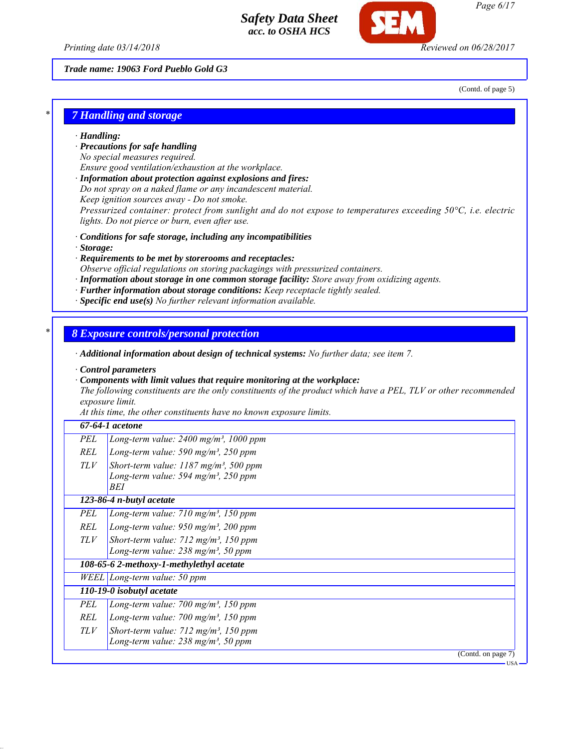Trade name: 19063 Ford Pueblo Gold G3

(Contd. of page 5)

## 7 Handling and storage

· **Handling:**
· **Precautions for safe handling**
No special measures required.
Ensure good ventilation/exhaustion at the workplace.
· **Information about protection against explosions and fires:**
Do not spray on a naked flame or any incandescent material.
Keep ignition sources away - Do not smoke.
Pressurized container: protect from sunlight and do not expose to temperatures exceeding 50°C, i.e. electric lights. Do not pierce or burn, even after use.

· **Conditions for safe storage, including any incompatibilities**
· **Storage:**
· **Requirements to be met by storerooms and receptacles:**
Observe official regulations on storing packagings with pressurized containers.
· **Information about storage in one common storage facility:** Store away from oxidizing agents.
· **Further information about storage conditions:** Keep receptacle tightly sealed.
· **Specific end use(s)** No further relevant information available.

## 8 Exposure controls/personal protection

· **Additional information about design of technical systems:** No further data; see item 7.

· **Control parameters**
· **Components with limit values that require monitoring at the workplace:**
The following constituents are the only constituents of the product which have a PEL, TLV or other recommended exposure limit.
At this time, the other constituents have no known exposure limits.

| **67-64-1 acetone** | |
|---|---|
| PEL | Long-term value: 2400 mg/m³, 1000 ppm |
| REL | Long-term value: 590 mg/m³, 250 ppm |
| TLV | Short-term value: 1187 mg/m³, 500 ppm<br>Long-term value: 594 mg/m³, 250 ppm<br>BEI |
| **123-86-4 n-butyl acetate** | |
| PEL | Long-term value: 710 mg/m³, 150 ppm |
| REL | Long-term value: 950 mg/m³, 200 ppm |
| TLV | Short-term value: 712 mg/m³, 150 ppm<br>Long-term value: 238 mg/m³, 50 ppm |
| **108-65-6 2-methoxy-1-methylethyl acetate** | |
| WEEL | Long-term value: 50 ppm |
| **110-19-0 isobutyl acetate** | |
| PEL | Long-term value: 700 mg/m³, 150 ppm |
| REL | Long-term value: 700 mg/m³, 150 ppm |
| TLV | Short-term value: 712 mg/m³, 150 ppm<br>Long-term value: 238 mg/m³, 50 ppm |

(Contd. on page 7)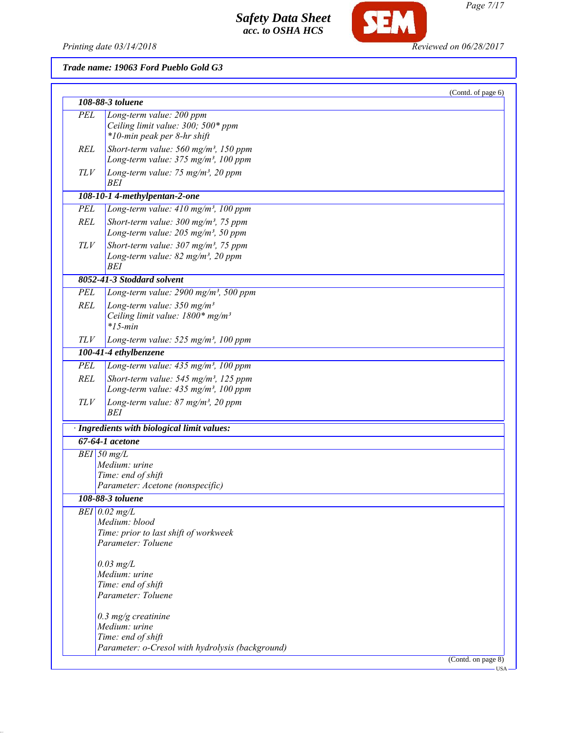**Trade name: 19063 Ford Pueblo Gold G3**

(Contd. of page 6)

| **108-88-3 toluene** | |
|---|---|
| PEL | Long-term value: 200 ppm<br>Ceiling limit value: 300; 500* ppm<br>*10-min peak per 8-hr shift |
| REL | Short-term value: 560 mg/m³, 150 ppm<br>Long-term value: 375 mg/m³, 100 ppm |
| TLV | Long-term value: 75 mg/m³, 20 ppm<br>BEI |
| **108-10-1 4-methylpentan-2-one** | |
| PEL | Long-term value: 410 mg/m³, 100 ppm |
| REL | Short-term value: 300 mg/m³, 75 ppm<br>Long-term value: 205 mg/m³, 50 ppm |
| TLV | Short-term value: 307 mg/m³, 75 ppm<br>Long-term value: 82 mg/m³, 20 ppm<br>BEI |
| **8052-41-3 Stoddard solvent** | |
| PEL | Long-term value: 2900 mg/m³, 500 ppm |
| REL | Long-term value: 350 mg/m³<br>Ceiling limit value: 1800* mg/m³<br>*15-min |
| TLV | Long-term value: 525 mg/m³, 100 ppm |
| **100-41-4 ethylbenzene** | |
| PEL | Long-term value: 435 mg/m³, 100 ppm |
| REL | Short-term value: 545 mg/m³, 125 ppm<br>Long-term value: 435 mg/m³, 100 ppm |
| TLV | Long-term value: 87 mg/m³, 20 ppm<br>BEI |

· **Ingredients with biological limit values:**

| **67-64-1 acetone** | |
|---|---|
| BEI | 50 mg/L<br>Medium: urine<br>Time: end of shift<br>Parameter: Acetone (nonspecific) |
| **108-88-3 toluene** | |
| BEI | 0.02 mg/L<br>Medium: blood<br>Time: prior to last shift of workweek<br>Parameter: Toluene<br><br>0.03 mg/L<br>Medium: urine<br>Time: end of shift<br>Parameter: Toluene<br><br>0.3 mg/g creatinine<br>Medium: urine<br>Time: end of shift<br>Parameter: o-Cresol with hydrolysis (background) |

(Contd. on page 8)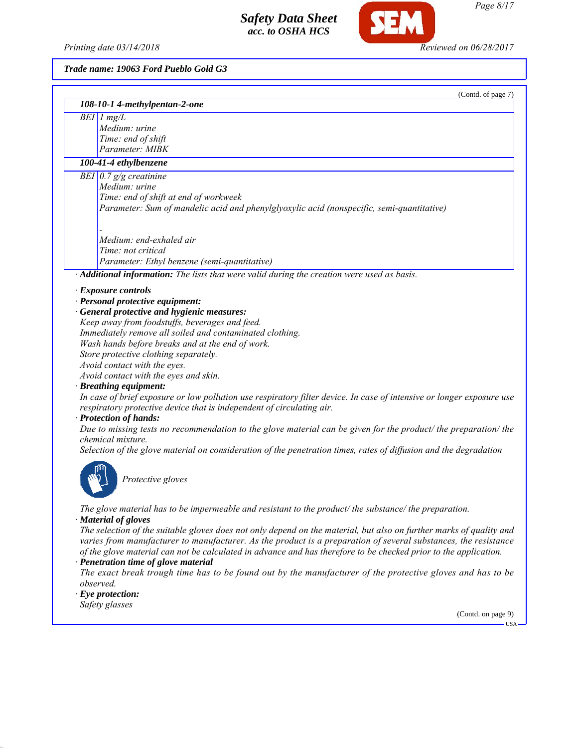(Contd. of page 7)

| 108-10-1 4-methylpentan-2-one | |
|---|---|
| BEI | 1 mg/L<br>Medium: urine<br>Time: end of shift<br>Parameter: MIBK |
| **100-41-4 ethylbenzene** | |
| BEI | 0.7 g/g creatinine<br>Medium: urine<br>Time: end of shift at end of workweek<br>Parameter: Sum of mandelic acid and phenylglyoxylic acid (nonspecific, semi-quantitative)<br><br>-<br>Medium: end-exhaled air<br>Time: not critical<br>Parameter: Ethyl benzene (semi-quantitative) |

· **Additional information:** The lists that were valid during the creation were used as basis.

· **Exposure controls**
· **Personal protective equipment:**
· **General protective and hygienic measures:**
Keep away from foodstuffs, beverages and feed.
Immediately remove all soiled and contaminated clothing.
Wash hands before breaks and at the end of work.
Store protective clothing separately.
Avoid contact with the eyes.
Avoid contact with the eyes and skin.
· **Breathing equipment:**
In case of brief exposure or low pollution use respiratory filter device. In case of intensive or longer exposure use respiratory protective device that is independent of circulating air.
· **Protection of hands:**
Due to missing tests no recommendation to the glove material can be given for the product/ the preparation/ the chemical mixture.
Selection of the glove material on consideration of the penetration times, rates of diffusion and the degradation

Protective gloves

The glove material has to be impermeable and resistant to the product/ the substance/ the preparation.
· **Material of gloves**
The selection of the suitable gloves does not only depend on the material, but also on further marks of quality and varies from manufacturer to manufacturer. As the product is a preparation of several substances, the resistance of the glove material can not be calculated in advance and has therefore to be checked prior to the application.
· **Penetration time of glove material**
The exact break trough time has to be found out by the manufacturer of the protective gloves and has to be observed.
· **Eye protection:**
Safety glasses

(Contd. on page 9)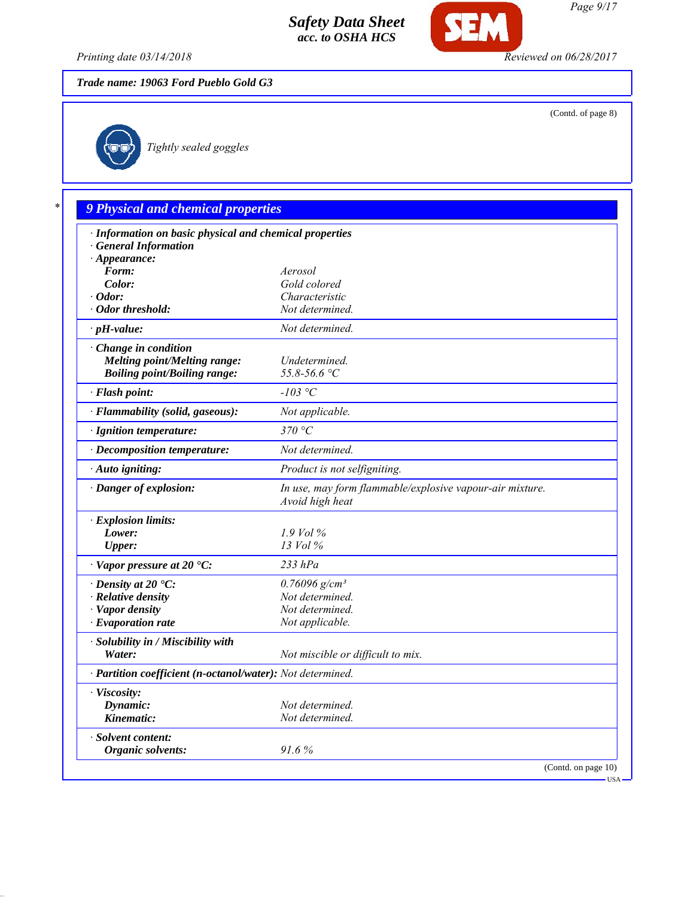Trade name: 19063 Ford Pueblo Gold G3

(Contd. of page 8)

Tightly sealed goggles

## 9 Physical and chemical properties

· **Information on basic physical and chemical properties**
· **General Information**
· **Appearance:**

| Property | Value |
|---|---|
| **Form:** | Aerosol |
| **Color:** | Gold colored |
| · **Odor:** | Characteristic |
| · **Odor threshold:** | Not determined. |
| · **pH-value:** | Not determined. |
| · **Change in condition** | |
| **Melting point/Melting range:** | Undetermined. |
| **Boiling point/Boiling range:** | 55.8-56.6 °C |
| · **Flash point:** | -103 °C |
| · **Flammability (solid, gaseous):** | Not applicable. |
| · **Ignition temperature:** | 370 °C |
| · **Decomposition temperature:** | Not determined. |
| · **Auto igniting:** | Product is not selfigniting. |
| · **Danger of explosion:** | In use, may form flammable/explosive vapour-air mixture. Avoid high heat |
| · **Explosion limits:** | |
| **Lower:** | 1.9 Vol % |
| **Upper:** | 13 Vol % |
| · **Vapor pressure at 20 °C:** | 233 hPa |
| · **Density at 20 °C:** | 0.76096 g/cm³ |
| · **Relative density** | Not determined. |
| · **Vapor density** | Not determined. |
| · **Evaporation rate** | Not applicable. |
| · **Solubility in / Miscibility with** | |
| **Water:** | Not miscible or difficult to mix. |
| · **Partition coefficient (n-octanol/water):** | Not determined. |
| · **Viscosity:** | |
| **Dynamic:** | Not determined. |
| **Kinematic:** | Not determined. |
| · **Solvent content:** | |
| **Organic solvents:** | 91.6 % |

(Contd. on page 10)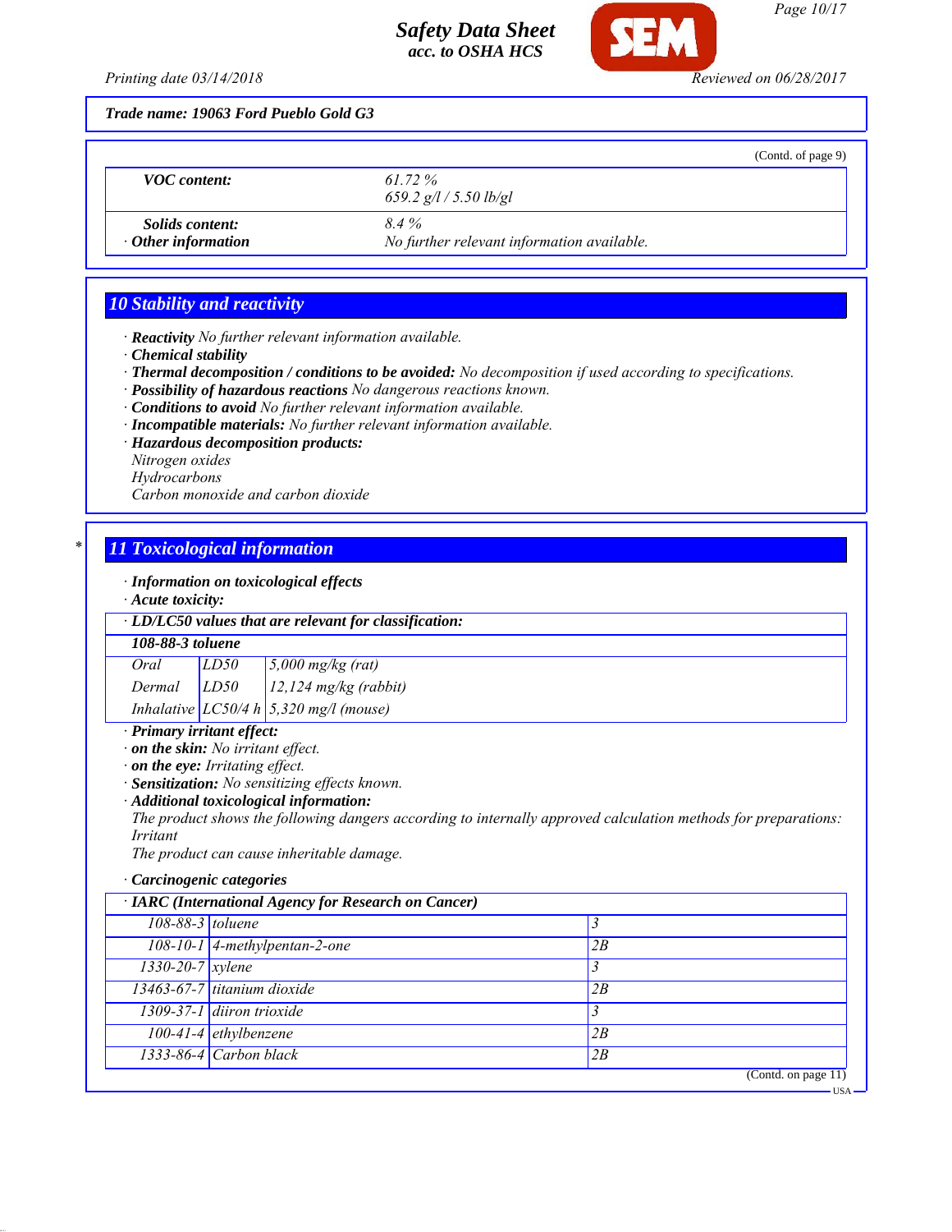**Trade name: 19063 Ford Pueblo Gold G3**

(Contd. of page 9)

| | |
|---|---|
| **VOC content:** | *61.72 %*<br>*659.2 g/l / 5.50 lb/gl* |
| **Solids content:** | *8.4 %* |
| · **Other information** | *No further relevant information available.* |

## 10 Stability and reactivity

· **Reactivity** *No further relevant information available.*
· **Chemical stability**
· **Thermal decomposition / conditions to be avoided:** *No decomposition if used according to specifications.*
· **Possibility of hazardous reactions** *No dangerous reactions known.*
· **Conditions to avoid** *No further relevant information available.*
· **Incompatible materials:** *No further relevant information available.*
· **Hazardous decomposition products:**
*Nitrogen oxides*
*Hydrocarbons*
*Carbon monoxide and carbon dioxide*

## 11 Toxicological information

· **Information on toxicological effects**
· **Acute toxicity:**

| · LD/LC50 values that are relevant for classification: | | |
|---|---|---|
| **108-88-3 toluene** | | |
| *Oral* | *LD50* | *5,000 mg/kg (rat)* |
| *Dermal* | *LD50* | *12,124 mg/kg (rabbit)* |
| *Inhalative* | *LC50/4 h* | *5,320 mg/l (mouse)* |

· **Primary irritant effect:**
· **on the skin:** *No irritant effect.*
· **on the eye:** *Irritating effect.*
· **Sensitization:** *No sensitizing effects known.*
· **Additional toxicological information:**
*The product shows the following dangers according to internally approved calculation methods for preparations:*
*Irritant*
*The product can cause inheritable damage.*

· **Carcinogenic categories**

| · IARC (International Agency for Research on Cancer) | | |
|---|---|---|
| *108-88-3* | *toluene* | *3* |
| *108-10-1* | *4-methylpentan-2-one* | *2B* |
| *1330-20-7* | *xylene* | *3* |
| *13463-67-7* | *titanium dioxide* | *2B* |
| *1309-37-1* | *diiron trioxide* | *3* |
| *100-41-4* | *ethylbenzene* | *2B* |
| *1333-86-4* | *Carbon black* | *2B* |

(Contd. on page 11)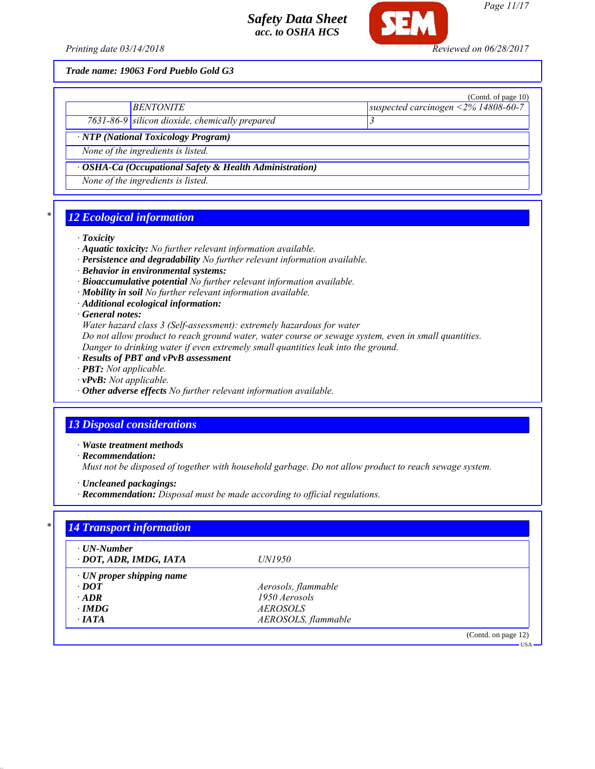Trade name: 19063 Ford Pueblo Gold G3

(Contd. of page 10)

| | | |
|---|---|---|
| | BENTONITE | suspected carcinogen <2% 14808-60-7 |
| 7631-86-9 | silicon dioxide, chemically prepared | 3 |

· **NTP (National Toxicology Program)**

None of the ingredients is listed.

· **OSHA-Ca (Occupational Safety & Health Administration)**

None of the ingredients is listed.

## 12 Ecological information

· **Toxicity**
· **Aquatic toxicity:** No further relevant information available.
· **Persistence and degradability** No further relevant information available.
· **Behavior in environmental systems:**
· **Bioaccumulative potential** No further relevant information available.
· **Mobility in soil** No further relevant information available.
· **Additional ecological information:**
· **General notes:**
Water hazard class 3 (Self-assessment): extremely hazardous for water
Do not allow product to reach ground water, water course or sewage system, even in small quantities.
Danger to drinking water if even extremely small quantities leak into the ground.
· **Results of PBT and vPvB assessment**
· **PBT:** Not applicable.
· **vPvB:** Not applicable.
· **Other adverse effects** No further relevant information available.

## 13 Disposal considerations

· **Waste treatment methods**
· **Recommendation:**
Must not be disposed of together with household garbage. Do not allow product to reach sewage system.

· **Uncleaned packagings:**
· **Recommendation:** Disposal must be made according to official regulations.

## 14 Transport information

| | |
|---|---|
| · **UN-Number** | |
| · **DOT, ADR, IMDG, IATA** | UN1950 |
| · **UN proper shipping name** | |
| · **DOT** | Aerosols, flammable |
| · **ADR** | 1950 Aerosols |
| · **IMDG** | AEROSOLS |
| · **IATA** | AEROSOLS, flammable |

(Contd. on page 12)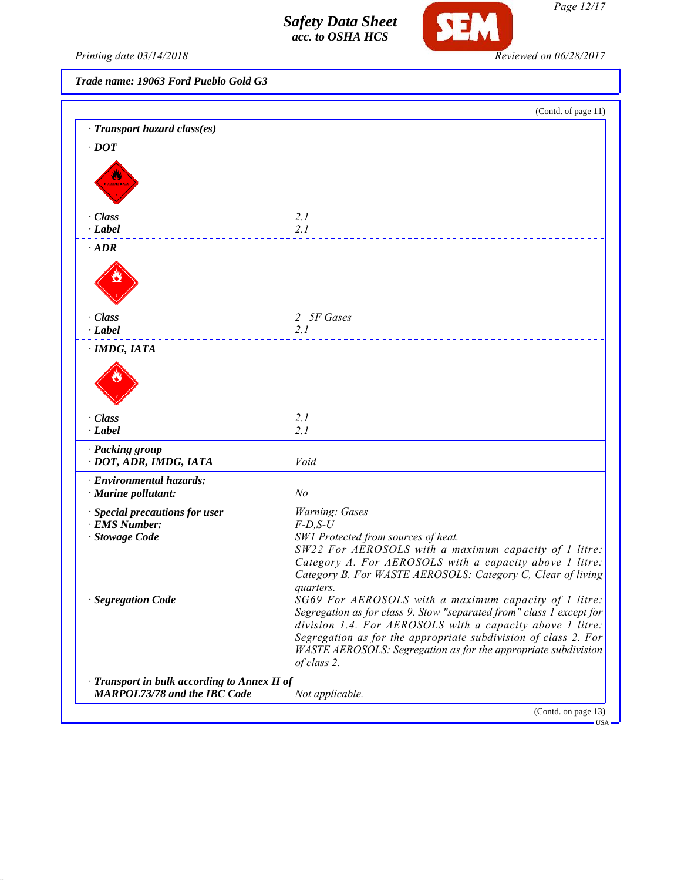**Trade name: 19063 Ford Pueblo Gold G3**

(Contd. of page 11)

· **Transport hazard class(es)**

· **DOT**

| | |
|---|---|
| · **Class** | 2.1 |
| · **Label** | 2.1 |

· **ADR**

| | |
|---|---|
| · **Class** | 2 5F Gases |
| · **Label** | 2.1 |

· **IMDG, IATA**

| | |
|---|---|
| · **Class** | 2.1 |
| · **Label** | 2.1 |

· **Packing group**

| | |
|---|---|
| · **DOT, ADR, IMDG, IATA** | Void |

· **Environmental hazards:**

| | |
|---|---|
| · **Marine pollutant:** | No |

| | |
|---|---|
| · **Special precautions for user** | Warning: Gases |
| · **EMS Number:** | F-D,S-U |
| · **Stowage Code** | SW1 Protected from sources of heat. SW22 For AEROSOLS with a maximum capacity of 1 litre: Category A. For AEROSOLS with a capacity above 1 litre: Category B. For WASTE AEROSOLS: Category C, Clear of living quarters. |
| · **Segregation Code** | SG69 For AEROSOLS with a maximum capacity of 1 litre: Segregation as for class 9. Stow "separated from" class 1 except for division 1.4. For AEROSOLS with a capacity above 1 litre: Segregation as for the appropriate subdivision of class 2. For WASTE AEROSOLS: Segregation as for the appropriate subdivision of class 2. |

| | |
|---|---|
| · **Transport in bulk according to Annex II of MARPOL73/78 and the IBC Code** | Not applicable. |

(Contd. on page 13)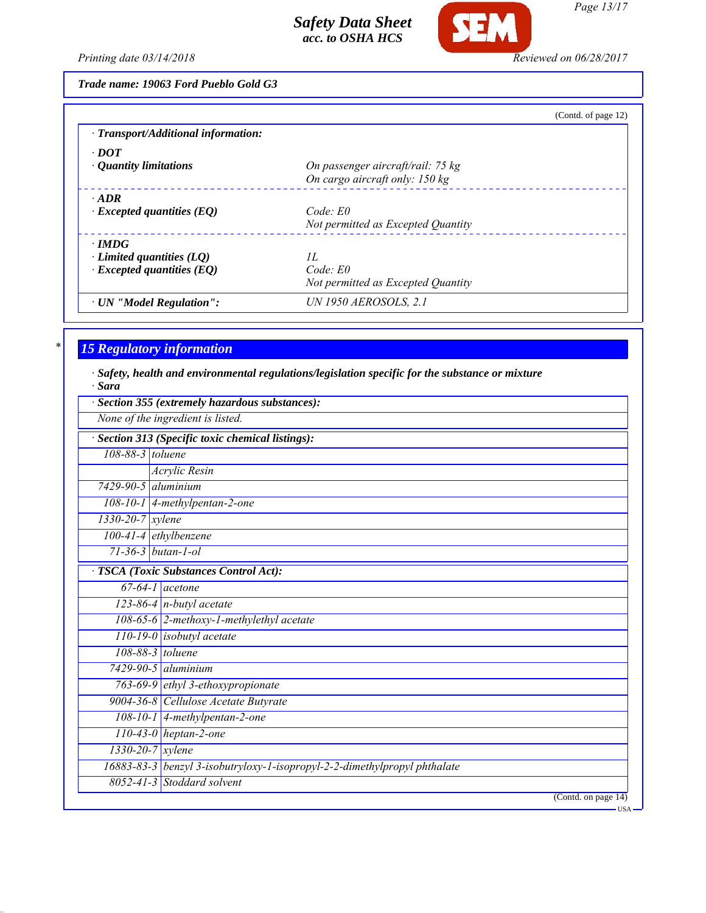Trade name: 19063 Ford Pueblo Gold G3

(Contd. of page 12)

· **Transport/Additional information:**

· **DOT**

| · **Quantity limitations** | On passenger aircraft/rail: 75 kg |
|---|---|
| | On cargo aircraft only: 150 kg |

· **ADR**

| · **Excepted quantities (EQ)** | Code: E0 |
|---|---|
| | Not permitted as Excepted Quantity |

· **IMDG**

| · **Limited quantities (LQ)** | 1L |
|---|---|
| · **Excepted quantities (EQ)** | Code: E0 |
| | Not permitted as Excepted Quantity |

| · **UN "Model Regulation":** | UN 1950 AEROSOLS, 2.1 |
|---|---|

## * 15 Regulatory information

· **Safety, health and environmental regulations/legislation specific for the substance or mixture**

· **Sara**

· **Section 355 (extremely hazardous substances):**

None of the ingredient is listed.

· **Section 313 (Specific toxic chemical listings):**

| | |
|---|---|
| 108-88-3 | toluene |
| | Acrylic Resin |
| 7429-90-5 | aluminium |
| 108-10-1 | 4-methylpentan-2-one |
| 1330-20-7 | xylene |
| 100-41-4 | ethylbenzene |
| 71-36-3 | butan-1-ol |

· **TSCA (Toxic Substances Control Act):**

| | |
|---|---|
| 67-64-1 | acetone |
| 123-86-4 | n-butyl acetate |
| 108-65-6 | 2-methoxy-1-methylethyl acetate |
| 110-19-0 | isobutyl acetate |
| 108-88-3 | toluene |
| 7429-90-5 | aluminium |
| 763-69-9 | ethyl 3-ethoxypropionate |
| 9004-36-8 | Cellulose Acetate Butyrate |
| 108-10-1 | 4-methylpentan-2-one |
| 110-43-0 | heptan-2-one |
| 1330-20-7 | xylene |
| 16883-83-3 | benzyl 3-isobutryloxy-1-isopropyl-2-2-dimethylpropyl phthalate |
| 8052-41-3 | Stoddard solvent |

(Contd. on page 14)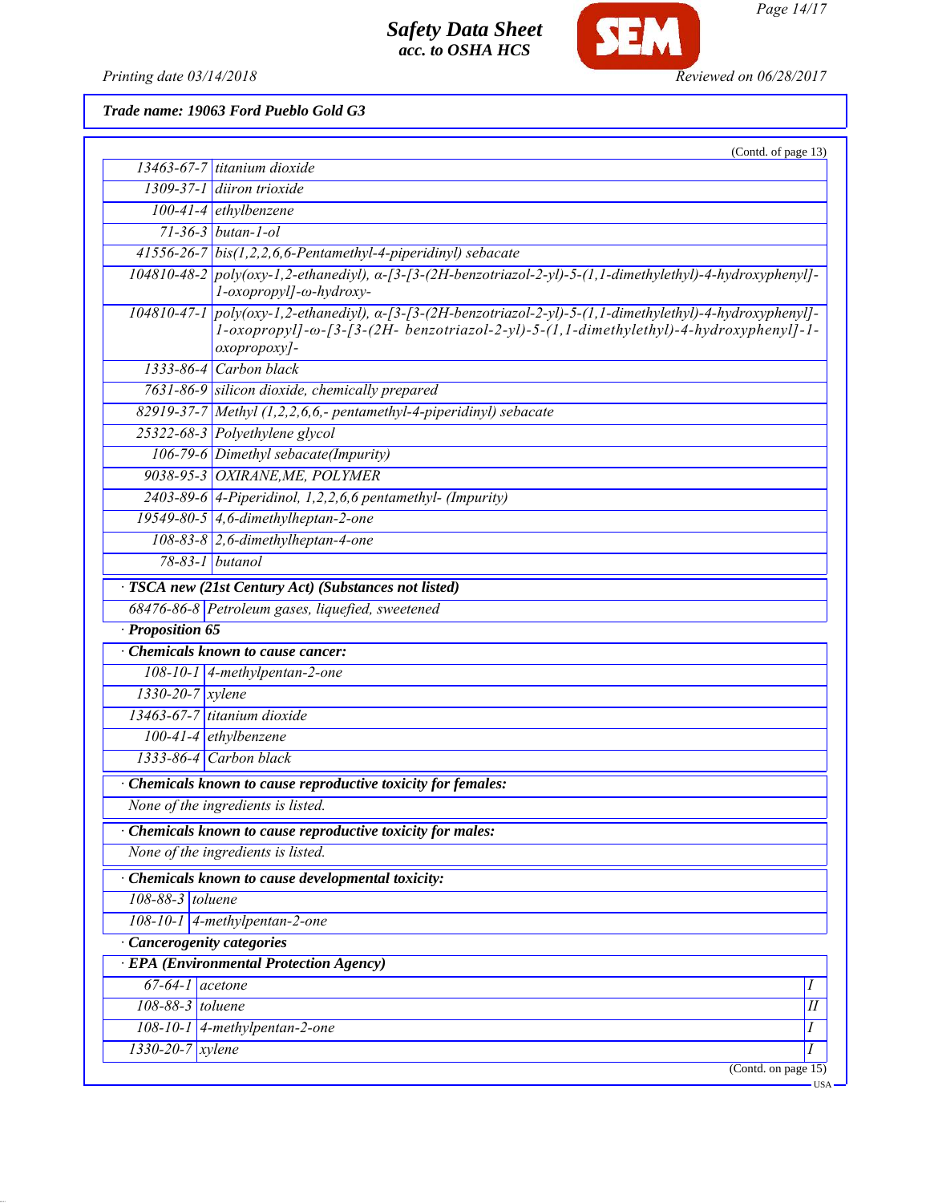**Trade name: 19063 Ford Pueblo Gold G3**

(Contd. of page 13)

| | |
|---|---|
| 13463-67-7 | titanium dioxide |
| 1309-37-1 | diiron trioxide |
| 100-41-4 | ethylbenzene |
| 71-36-3 | butan-1-ol |
| 41556-26-7 | bis(1,2,2,6,6-Pentamethyl-4-piperidinyl) sebacate |
| 104810-48-2 | poly(oxy-1,2-ethanediyl), α-[3-[3-(2H-benzotriazol-2-yl)-5-(1,1-dimethylethyl)-4-hydroxyphenyl]-1-oxopropyl]-ω-hydroxy- |
| 104810-47-1 | poly(oxy-1,2-ethanediyl), α-[3-[3-(2H-benzotriazol-2-yl)-5-(1,1-dimethylethyl)-4-hydroxyphenyl]-1-oxopropyl]-ω-[3-[3-(2H- benzotriazol-2-yl)-5-(1,1-dimethylethyl)-4-hydroxyphenyl]-1-oxopropoxy]- |
| 1333-86-4 | Carbon black |
| 7631-86-9 | silicon dioxide, chemically prepared |
| 82919-37-7 | Methyl (1,2,2,6,6,- pentamethyl-4-piperidinyl) sebacate |
| 25322-68-3 | Polyethylene glycol |
| 106-79-6 | Dimethyl sebacate(Impurity) |
| 9038-95-3 | OXIRANE,ME, POLYMER |
| 2403-89-6 | 4-Piperidinol, 1,2,2,6,6 pentamethyl- (Impurity) |
| 19549-80-5 | 4,6-dimethylheptan-2-one |
| 108-83-8 | 2,6-dimethylheptan-4-one |
| 78-83-1 | butanol |

· **TSCA new (21st Century Act) (Substances not listed)**

| | |
|---|---|
| 68476-86-8 | Petroleum gases, liquefied, sweetened |

· **Proposition 65**

· **Chemicals known to cause cancer:**

| | |
|---|---|
| 108-10-1 | 4-methylpentan-2-one |
| 1330-20-7 | xylene |
| 13463-67-7 | titanium dioxide |
| 100-41-4 | ethylbenzene |
| 1333-86-4 | Carbon black |

· **Chemicals known to cause reproductive toxicity for females:**

None of the ingredients is listed.

· **Chemicals known to cause reproductive toxicity for males:**

None of the ingredients is listed.

· **Chemicals known to cause developmental toxicity:**

| | |
|---|---|
| 108-88-3 | toluene |
| 108-10-1 | 4-methylpentan-2-one |

· **Cancerogenity categories**

· **EPA (Environmental Protection Agency)**

| | | |
|---|---|---|
| 67-64-1 | acetone | I |
| 108-88-3 | toluene | II |
| 108-10-1 | 4-methylpentan-2-one | I |
| 1330-20-7 | xylene | I |

(Contd. on page 15)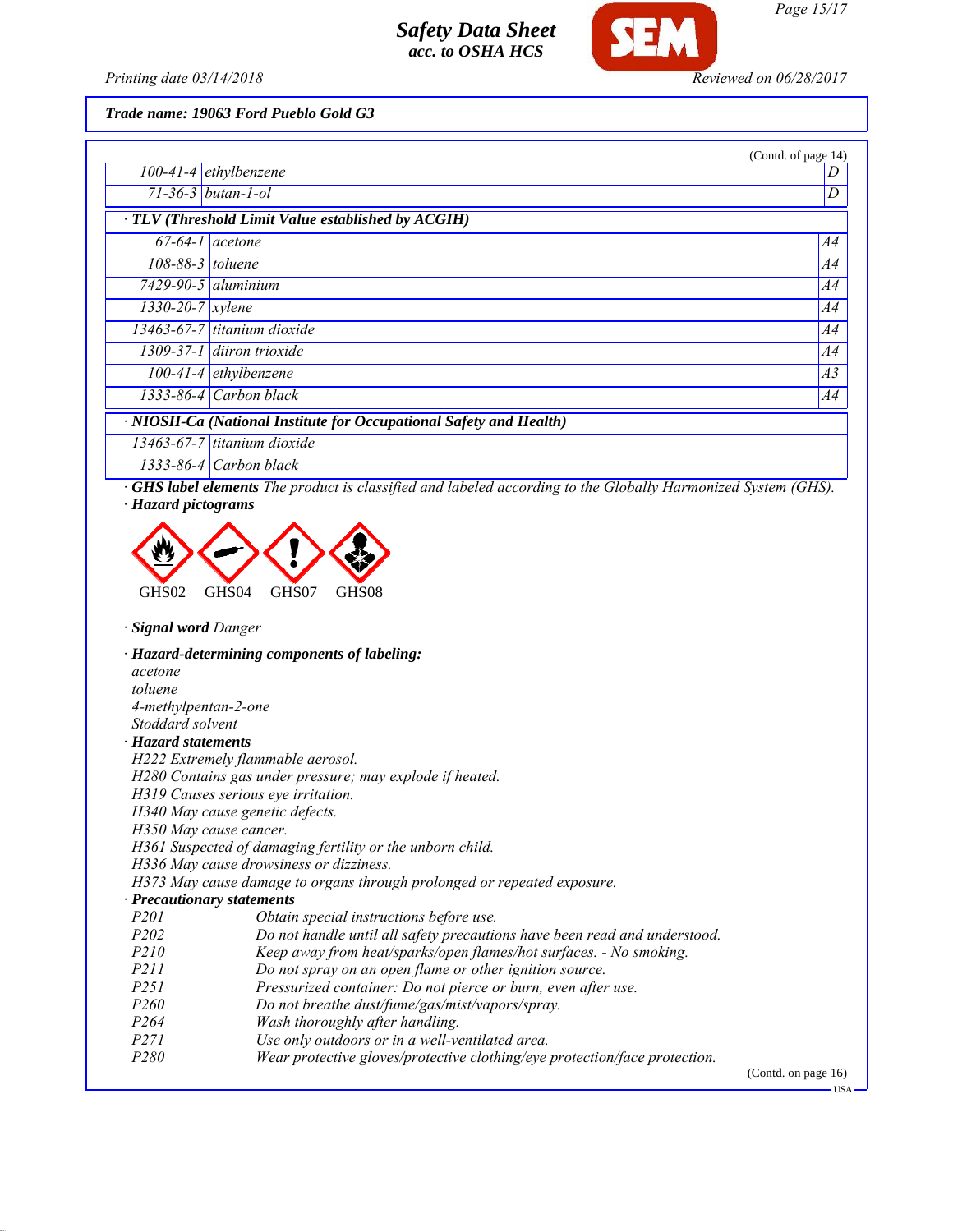Safety Data Sheet
acc. to OSHA HCS

Printing date 03/14/2018 Reviewed on 06/28/2017

**Trade name: 19063 Ford Pueblo Gold G3**

(Contd. of page 14)

| | | |
|---|---|---|
| 100-41-4 | ethylbenzene | D |
| 71-36-3 | butan-1-ol | D |

**· TLV (Threshold Limit Value established by ACGIH)**

| | | |
|---|---|---|
| 67-64-1 | acetone | A4 |
| 108-88-3 | toluene | A4 |
| 7429-90-5 | aluminium | A4 |
| 1330-20-7 | xylene | A4 |
| 13463-67-7 | titanium dioxide | A4 |
| 1309-37-1 | diiron trioxide | A4 |
| 100-41-4 | ethylbenzene | A3 |
| 1333-86-4 | Carbon black | A4 |

**· NIOSH-Ca (National Institute for Occupational Safety and Health)**

| | |
|---|---|
| 13463-67-7 | titanium dioxide |
| 1333-86-4 | Carbon black |

· **GHS label elements** The product is classified and labeled according to the Globally Harmonized System (GHS).

· **Hazard pictograms**

GHS02 GHS04 GHS07 GHS08

· **Signal word** Danger

· **Hazard-determining components of labeling:**
acetone
toluene
4-methylpentan-2-one
Stoddard solvent

· **Hazard statements**
H222 Extremely flammable aerosol.
H280 Contains gas under pressure; may explode if heated.
H319 Causes serious eye irritation.
H340 May cause genetic defects.
H350 May cause cancer.
H361 Suspected of damaging fertility or the unborn child.
H336 May cause drowsiness or dizziness.
H373 May cause damage to organs through prolonged or repeated exposure.

· **Precautionary statements**

| | |
|---|---|
| P201 | Obtain special instructions before use. |
| P202 | Do not handle until all safety precautions have been read and understood. |
| P210 | Keep away from heat/sparks/open flames/hot surfaces. - No smoking. |
| P211 | Do not spray on an open flame or other ignition source. |
| P251 | Pressurized container: Do not pierce or burn, even after use. |
| P260 | Do not breathe dust/fume/gas/mist/vapors/spray. |
| P264 | Wash thoroughly after handling. |
| P271 | Use only outdoors or in a well-ventilated area. |
| P280 | Wear protective gloves/protective clothing/eye protection/face protection. |

(Contd. on page 16)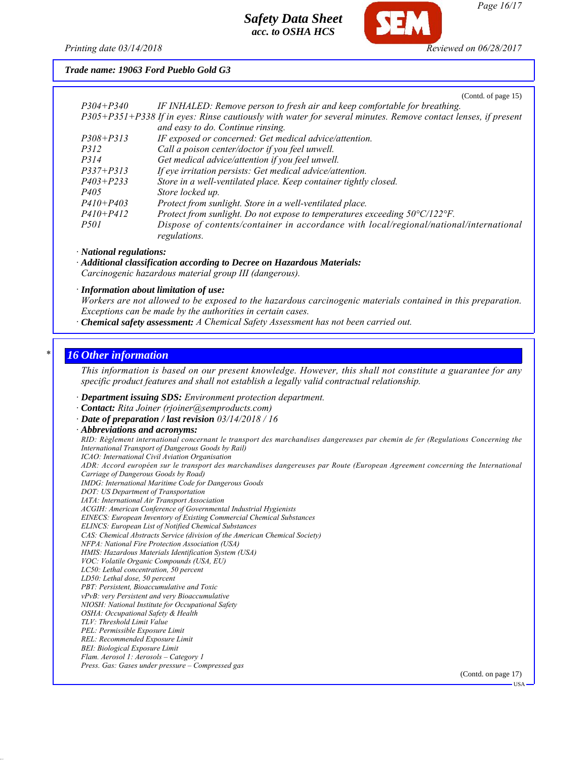**Trade name: 19063 Ford Pueblo Gold G3**

(Contd. of page 15)

| | |
|---|---|
| P304+P340 | IF INHALED: Remove person to fresh air and keep comfortable for breathing. |
| P305+P351+P338 | If in eyes: Rinse cautiously with water for several minutes. Remove contact lenses, if present and easy to do. Continue rinsing. |
| P308+P313 | IF exposed or concerned: Get medical advice/attention. |
| P312 | Call a poison center/doctor if you feel unwell. |
| P314 | Get medical advice/attention if you feel unwell. |
| P337+P313 | If eye irritation persists: Get medical advice/attention. |
| P403+P233 | Store in a well-ventilated place. Keep container tightly closed. |
| P405 | Store locked up. |
| P410+P403 | Protect from sunlight. Store in a well-ventilated place. |
| P410+P412 | Protect from sunlight. Do not expose to temperatures exceeding 50°C/122°F. |
| P501 | Dispose of contents/container in accordance with local/regional/national/international regulations. |

· **National regulations:**
· **Additional classification according to Decree on Hazardous Materials:**
Carcinogenic hazardous material group III (dangerous).

· **Information about limitation of use:**
Workers are not allowed to be exposed to the hazardous carcinogenic materials contained in this preparation. Exceptions can be made by the authorities in certain cases.
· **Chemical safety assessment:** A Chemical Safety Assessment has not been carried out.

## 16 Other information

This information is based on our present knowledge. However, this shall not constitute a guarantee for any specific product features and shall not establish a legally valid contractual relationship.

· **Department issuing SDS:** Environment protection department.
· **Contact:** Rita Joiner (rjoiner@semproducts.com)
· **Date of preparation / last revision** 03/14/2018 / 16
· **Abbreviations and acronyms:**
RID: Règlement international concernant le transport des marchandises dangereuses par chemin de fer (Regulations Concerning the International Transport of Dangerous Goods by Rail)
ICAO: International Civil Aviation Organisation
ADR: Accord européen sur le transport des marchandises dangereuses par Route (European Agreement concerning the International Carriage of Dangerous Goods by Road)
IMDG: International Maritime Code for Dangerous Goods
DOT: US Department of Transportation
IATA: International Air Transport Association
ACGIH: American Conference of Governmental Industrial Hygienists
EINECS: European Inventory of Existing Commercial Chemical Substances
ELINCS: European List of Notified Chemical Substances
CAS: Chemical Abstracts Service (division of the American Chemical Society)
NFPA: National Fire Protection Association (USA)
HMIS: Hazardous Materials Identification System (USA)
VOC: Volatile Organic Compounds (USA, EU)
LC50: Lethal concentration, 50 percent
LD50: Lethal dose, 50 percent
PBT: Persistent, Bioaccumulative and Toxic
vPvB: very Persistent and very Bioaccumulative
NIOSH: National Institute for Occupational Safety
OSHA: Occupational Safety & Health
TLV: Threshold Limit Value
PEL: Permissible Exposure Limit
REL: Recommended Exposure Limit
BEI: Biological Exposure Limit
Flam. Aerosol 1: Aerosols – Category 1
Press. Gas: Gases under pressure – Compressed gas

(Contd. on page 17)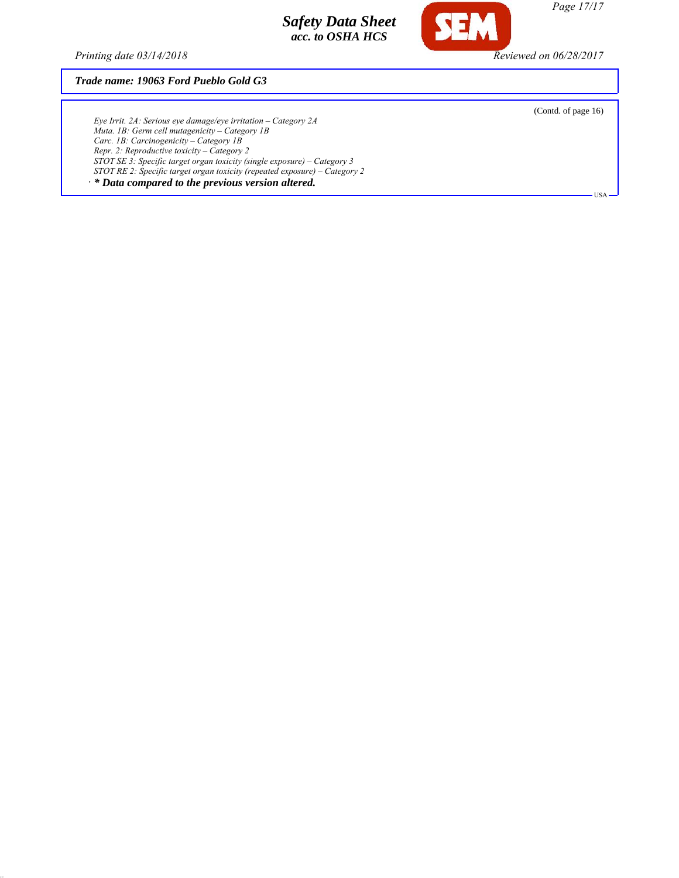**Trade name: 19063 Ford Pueblo Gold G3**

(Contd. of page 16)

*Eye Irrit. 2A: Serious eye damage/eye irritation – Category 2A*
*Muta. 1B: Germ cell mutagenicity – Category 1B*
*Carc. 1B: Carcinogenicity – Category 1B*
*Repr. 2: Reproductive toxicity – Category 2*
*STOT SE 3: Specific target organ toxicity (single exposure) – Category 3*
*STOT RE 2: Specific target organ toxicity (repeated exposure) – Category 2*

· ***\* Data compared to the previous version altered.***

USA